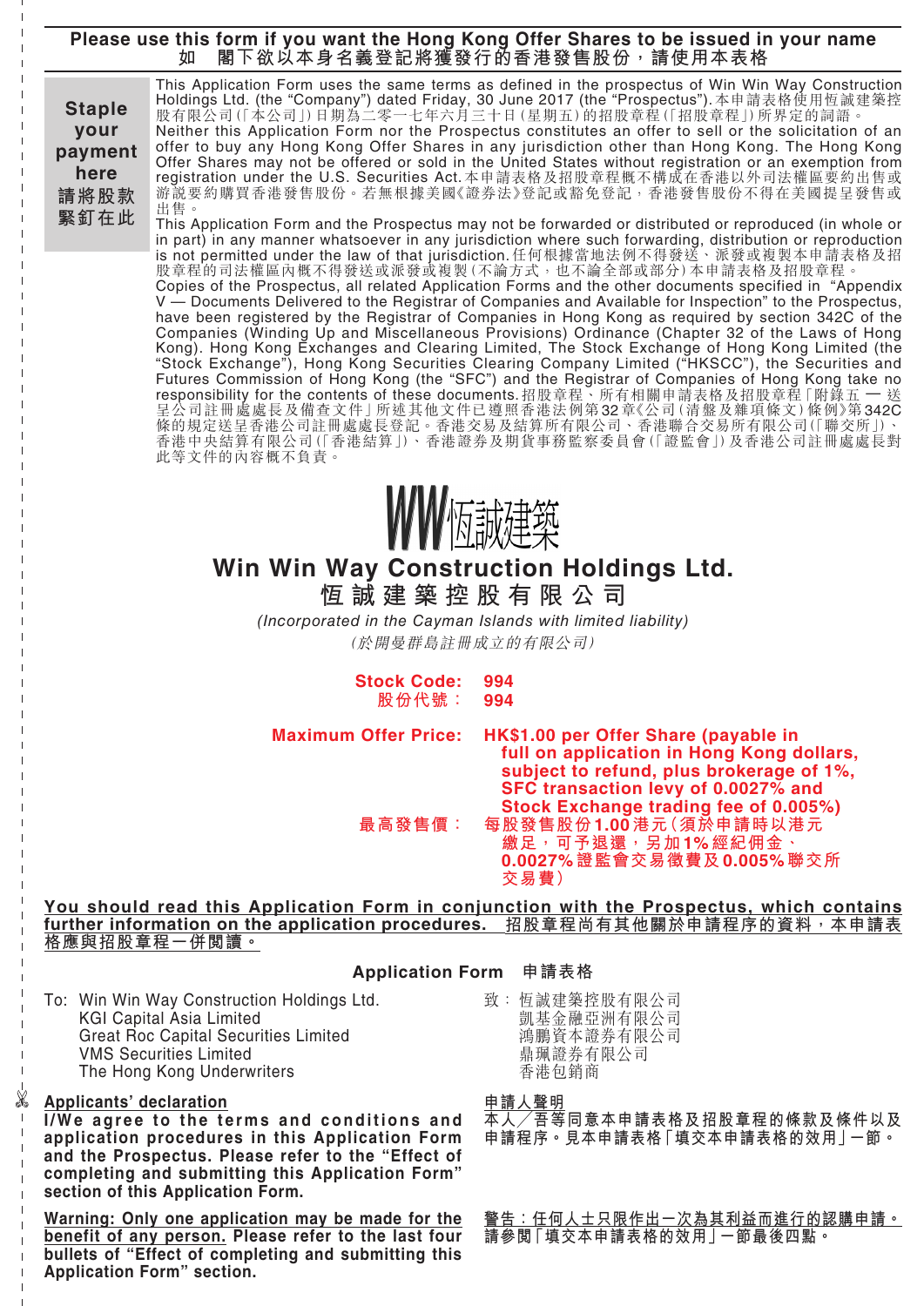# Please use this form if you want the Hong Kong Offer Shares to be issued in your name
# 如 閣下欲以本身名義登記將獲發行的香港發售股份，請使用本表格

**Staple your payment here**
**請將股款緊釘在此**

This Application Form uses the same terms as defined in the prospectus of Win Win Way Construction Holdings Ltd. (the "Company") dated Friday, 30 June 2017 (the "Prospectus"). 本申請表格使用恆誠建築控股有限公司(「本公司」)日期為二零一七年六月三十日(星期五)的招股章程(「招股章程」)所界定的詞語。

Neither this Application Form nor the Prospectus constitutes an offer to sell or the solicitation of an offer to buy any Hong Kong Offer Shares in any jurisdiction other than Hong Kong. The Hong Kong Offer Shares may not be offered or sold in the United States without registration or an exemption from registration under the U.S. Securities Act. 本申請表格及招股章程概不構成在香港以外司法權區要約出售或游說要約購買香港發售股份。若無根據美國《證券法》登記或豁免登記，香港發售股份不得在美國提呈發售或出售。

This Application Form and the Prospectus may not be forwarded or distributed or reproduced (in whole or in part) in any manner whatsoever in any jurisdiction where such forwarding, distribution or reproduction is not permitted under the law of that jurisdiction. 任何根據當地法例不得發送、派發或複製本申請表格及招股章程的司法權區內概不得發送或派發或複製(不論方式，也不論全部或部分)本申請表格及招股章程。

Copies of the Prospectus, all related Application Forms and the other documents specified in "Appendix V — Documents Delivered to the Registrar of Companies and Available for Inspection" to the Prospectus, have been registered by the Registrar of Companies in Hong Kong as required by section 342C of the Companies (Winding Up and Miscellaneous Provisions) Ordinance (Chapter 32 of the Laws of Hong Kong). Hong Kong Exchanges and Clearing Limited, The Stock Exchange of Hong Kong Limited (the "Stock Exchange"), Hong Kong Securities Clearing Company Limited ("HKSCC"), the Securities and Futures Commission of Hong Kong (the "SFC") and the Registrar of Companies of Hong Kong take no responsibility for the contents of these documents. 招股章程、所有相關申請表格及招股章程「附錄五 — 送呈公司註冊處處長及備查文件」所述其他文件已遵照香港法例第32章《公司(清盤及雜項條文)條例》第342C條的規定送呈香港公司註冊處處長登記。香港交易及結算所有限公司、香港聯合交易所有限公司(「聯交所」)、香港中央結算有限公司(「香港結算」)、香港證券及期貨事務監察委員會(「證監會」)及香港公司註冊處處長對此等文件的內容概不負責。

WW恆誠建築

# Win Win Way Construction Holdings Ltd.
# 恆誠建築控股有限公司

*(Incorporated in the Cayman Islands with limited liability)*
*(於開曼群島註冊成立的有限公司)*

**Stock Code: 994**
**股份代號： 994**

**Maximum Offer Price: HK$1.00 per Offer Share (payable in full on application in Hong Kong dollars, subject to refund, plus brokerage of 1%, SFC transaction levy of 0.0027% and Stock Exchange trading fee of 0.005%)**

**最高發售價： 每股發售股份1.00港元(須於申請時以港元繳足，可予退還，另加1%經紀佣金、0.0027%證監會交易徵費及0.005%聯交所交易費)**

**You should read this Application Form in conjunction with the Prospectus, which contains further information on the application procedures. 招股章程尚有其他關於申請程序的資料，本申請表格應與招股章程一併閱讀。**

## Application Form 申請表格

To: Win Win Way Construction Holdings Ltd.
KGI Capital Asia Limited
Great Roc Capital Securities Limited
VMS Securities Limited
The Hong Kong Underwriters

致： 恆誠建築控股有限公司
凱基金融亞洲有限公司
鴻鵬資本證券有限公司
鼎珮證券有限公司
香港包銷商

**Applicants' declaration**

**I/We agree to the terms and conditions and application procedures in this Application Form and the Prospectus. Please refer to the "Effect of completing and submitting this Application Form" section of this Application Form.**

**申請人聲明**

**本人／吾等同意本申請表格及招股章程的條款及條件以及申請程序。見本申請表格「填交本申請表格的效用」一節。**

**Warning: Only one application may be made for the benefit of any person. Please refer to the last four bullets of "Effect of completing and submitting this Application Form" section.**

**警告：任何人士只限作出一次為其利益而進行的認購申請。請參閱「填交本申請表格的效用」一節最後四點。**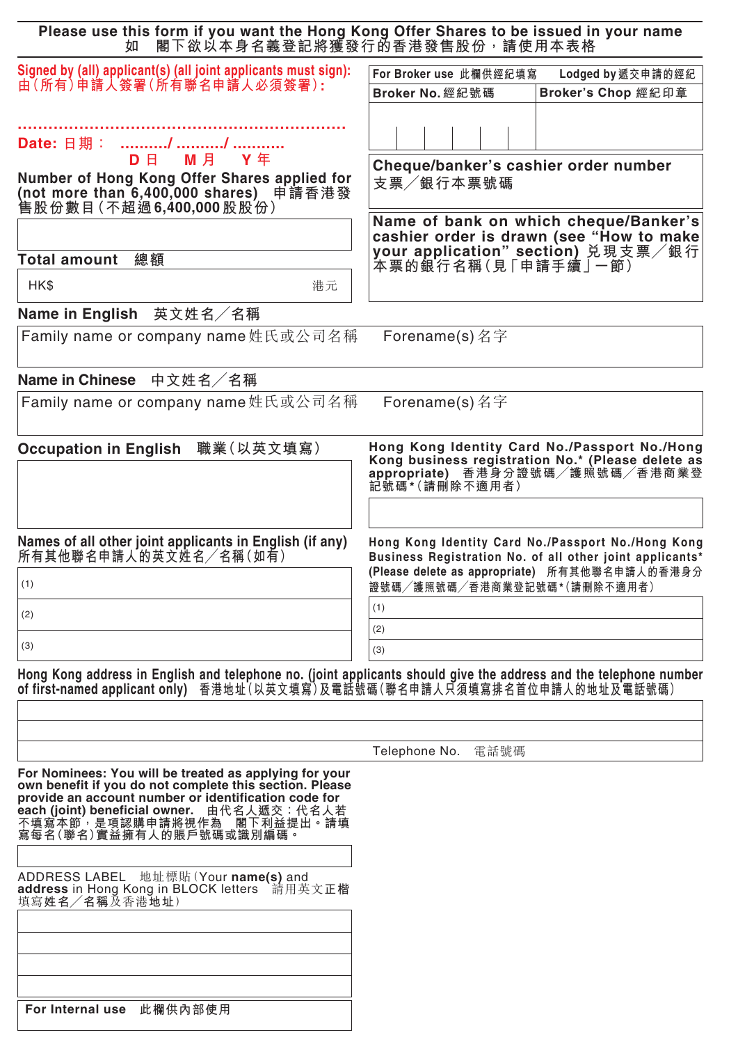**Please use this form if you want the Hong Kong Offer Shares to be issued in your name**
**如　閣下欲以本身名義登記將獲發行的香港發售股份，請使用本表格**

**Signed by (all) applicant(s) (all joint applicants must sign):**
**由（所有）申請人簽署（所有聯名申請人必須簽署）：**

..................................................................

**Date: 日期： ........../ ........../ ...........**
**D 日　M 月　Y 年**

| For Broker use 此欄供經紀填寫 | Lodged by 遞交申請的經紀 |
|---|---|
| Broker No. 經紀號碼 | Broker's Chop 經紀印章 |
| | |

**Number of Hong Kong Offer Shares applied for (not more than 6,400,000 shares) 申請香港發售股份數目（不超過6,400,000股股份）**

**Cheque/banker's cashier order number 支票／銀行本票號碼**

**Total amount 總額**

HK$　　　港元

**Name of bank on which cheque/Banker's cashier order is drawn (see "How to make your application" section) 兌現支票／銀行本票的銀行名稱（見「申請手續」一節）**

**Name in English 英文姓名／名稱**

| Family name or company name 姓氏或公司名稱 | Forename(s) 名字 |
|---|---|
| | |

**Name in Chinese 中文姓名／名稱**

| Family name or company name 姓氏或公司名稱 | Forename(s) 名字 |
|---|---|
| | |

**Occupation in English 職業（以英文填寫）**

**Hong Kong Identity Card No./Passport No./Hong Kong business registration No.* (Please delete as appropriate) 香港身分證號碼／護照號碼／香港商業登記號碼*（請刪除不適用者）**

**Names of all other joint applicants in English (if any) 所有其他聯名申請人的英文姓名／名稱（如有）**

(1)

(2)

(3)

**Hong Kong Identity Card No./Passport No./Hong Kong Business Registration No. of all other joint applicants* (Please delete as appropriate) 所有其他聯名申請人的香港身分證號碼／護照號碼／香港商業登記號碼*（請刪除不適用者）**

(1)

(2)

(3)

**Hong Kong address in English and telephone no. (joint applicants should give the address and the telephone number of first-named applicant only) 香港地址（以英文填寫）及電話號碼（聯名申請人只須填寫排名首位申請人的地址及電話號碼）**

Telephone No. 電話號碼

**For Nominees: You will be treated as applying for your own benefit if you do not complete this section. Please provide an account number or identification code for each (joint) beneficial owner.** 由代名人遞交：代名人若不填寫本節，是項認購申請將視作為　閣下利益提出。請填寫每名（聯名）實益擁有人的賬戶號碼或識別編碼。

ADDRESS LABEL 地址標貼（Your **name(s)** and **address** in Hong Kong in BLOCK letters 請用英文正楷填寫姓名／名稱及香港地址）

**For Internal use 此欄供內部使用**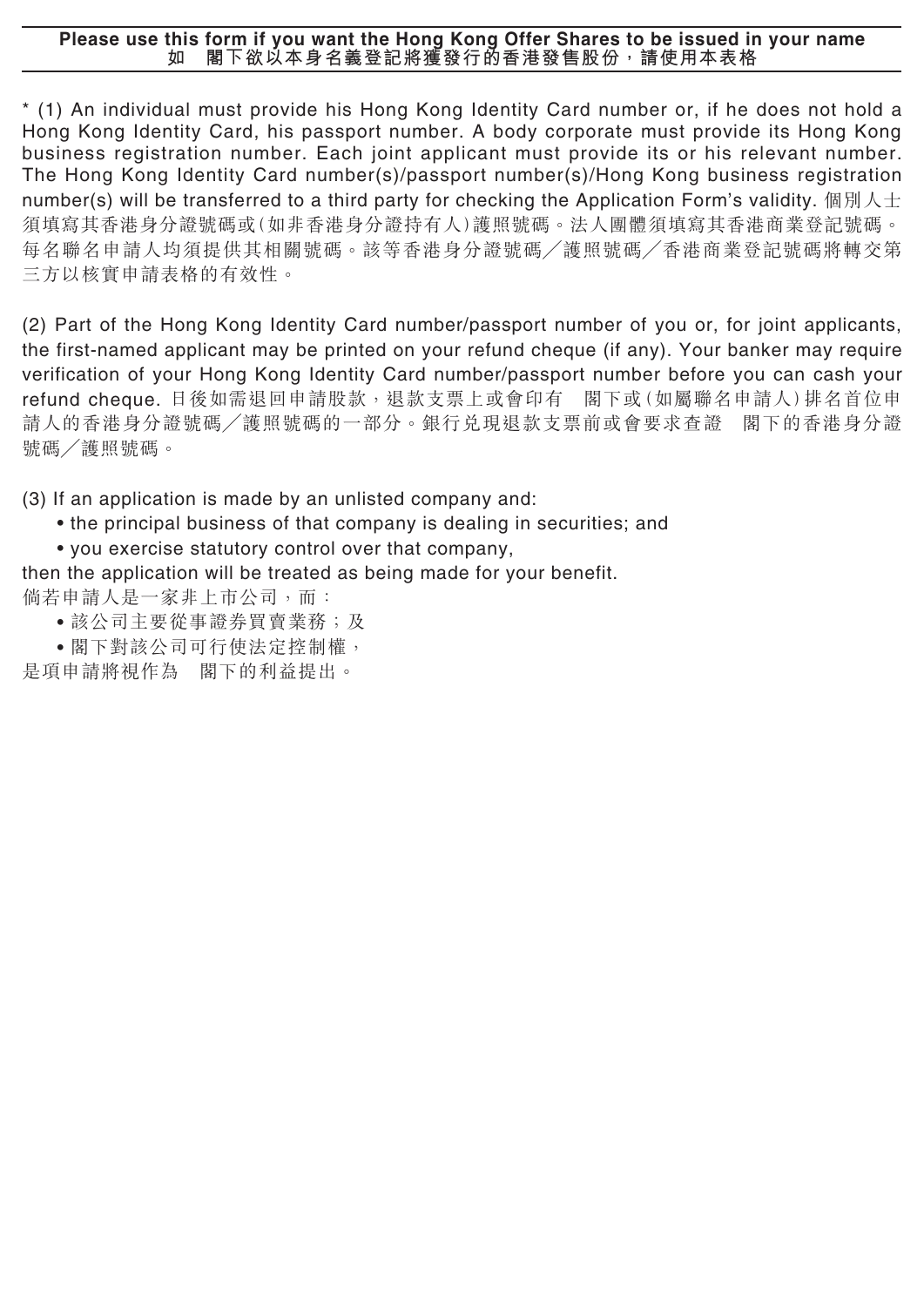**Please use this form if you want the Hong Kong Offer Shares to be issued in your name**
**如　閣下欲以本身名義登記將獲發行的香港發售股份，請使用本表格**

* (1) An individual must provide his Hong Kong Identity Card number or, if he does not hold a Hong Kong Identity Card, his passport number. A body corporate must provide its Hong Kong business registration number. Each joint applicant must provide its or his relevant number. The Hong Kong Identity Card number(s)/passport number(s)/Hong Kong business registration number(s) will be transferred to a third party for checking the Application Form's validity. 個別人士須填寫其香港身分證號碼或(如非香港身分證持有人)護照號碼。法人團體須填寫其香港商業登記號碼。每名聯名申請人均須提供其相關號碼。該等香港身分證號碼／護照號碼／香港商業登記號碼將轉交第三方以核實申請表格的有效性。

(2) Part of the Hong Kong Identity Card number/passport number of you or, for joint applicants, the first-named applicant may be printed on your refund cheque (if any). Your banker may require verification of your Hong Kong Identity Card number/passport number before you can cash your refund cheque. 日後如需退回申請股款，退款支票上或會印有　閣下或(如屬聯名申請人)排名首位申請人的香港身分證號碼／護照號碼的一部分。銀行兌現退款支票前或會要求查證　閣下的香港身分證號碼／護照號碼。

(3) If an application is made by an unlisted company and:

- the principal business of that company is dealing in securities; and
- you exercise statutory control over that company,

then the application will be treated as being made for your benefit.

倘若申請人是一家非上市公司，而：

- 該公司主要從事證券買賣業務；及
- 閣下對該公司可行使法定控制權，

是項申請將視作為　閣下的利益提出。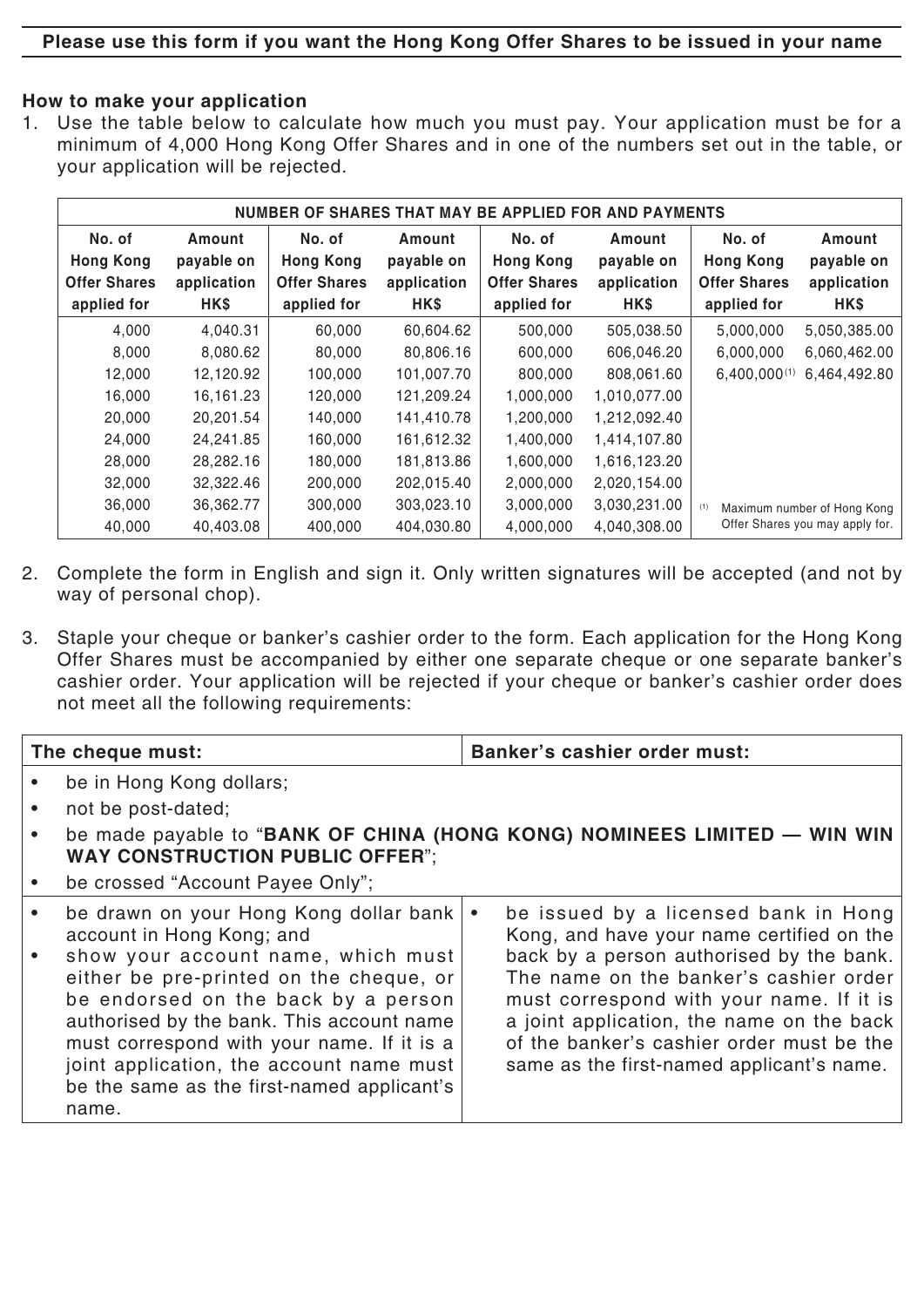**Please use this form if you want the Hong Kong Offer Shares to be issued in your name**

**How to make your application**

1. Use the table below to calculate how much you must pay. Your application must be for a minimum of 4,000 Hong Kong Offer Shares and in one of the numbers set out in the table, or your application will be rejected.

| NUMBER OF SHARES THAT MAY BE APPLIED FOR AND PAYMENTS | | | | | | | |
|---|---|---|---|---|---|---|---|
| **No. of Hong Kong Offer Shares applied for** | **Amount payable on application HK$** | **No. of Hong Kong Offer Shares applied for** | **Amount payable on application HK$** | **No. of Hong Kong Offer Shares applied for** | **Amount payable on application HK$** | **No. of Hong Kong Offer Shares applied for** | **Amount payable on application HK$** |
| 4,000 | 4,040.31 | 60,000 | 60,604.62 | 500,000 | 505,038.50 | 5,000,000 | 5,050,385.00 |
| 8,000 | 8,080.62 | 80,000 | 80,806.16 | 600,000 | 606,046.20 | 6,000,000 | 6,060,462.00 |
| 12,000 | 12,120.92 | 100,000 | 101,007.70 | 800,000 | 808,061.60 | 6,400,000[(1)] | 6,464,492.80 |
| 16,000 | 16,161.23 | 120,000 | 121,209.24 | 1,000,000 | 1,010,077.00 | | |
| 20,000 | 20,201.54 | 140,000 | 141,410.78 | 1,200,000 | 1,212,092.40 | | |
| 24,000 | 24,241.85 | 160,000 | 161,612.32 | 1,400,000 | 1,414,107.80 | | |
| 28,000 | 28,282.16 | 180,000 | 181,813.86 | 1,600,000 | 1,616,123.20 | | |
| 32,000 | 32,322.46 | 200,000 | 202,015.40 | 2,000,000 | 2,020,154.00 | | |
| 36,000 | 36,362.77 | 300,000 | 303,023.10 | 3,000,000 | 3,030,231.00 | | |
| 40,000 | 40,403.08 | 400,000 | 404,030.80 | 4,000,000 | 4,040,308.00 | | |

(1) Maximum number of Hong Kong Offer Shares you may apply for.

2. Complete the form in English and sign it. Only written signatures will be accepted (and not by way of personal chop).

3. Staple your cheque or banker's cashier order to the form. Each application for the Hong Kong Offer Shares must be accompanied by either one separate cheque or one separate banker's cashier order. Your application will be rejected if your cheque or banker's cashier order does not meet all the following requirements:

| The cheque must: | Banker's cashier order must: |
|---|---|
| • be in Hong Kong dollars;<br>• not be post-dated;<br>• be made payable to "**BANK OF CHINA (HONG KONG) NOMINEES LIMITED — WIN WIN WAY CONSTRUCTION PUBLIC OFFER**";<br>• be crossed "Account Payee Only"; | |
| • be drawn on your Hong Kong dollar bank account in Hong Kong; and<br>• show your account name, which must either be pre-printed on the cheque, or be endorsed on the back by a person authorised by the bank. This account name must correspond with your name. If it is a joint application, the account name must be the same as the first-named applicant's name. | • be issued by a licensed bank in Hong Kong, and have your name certified on the back by a person authorised by the bank. The name on the banker's cashier order must correspond with your name. If it is a joint application, the name on the back of the banker's cashier order must be the same as the first-named applicant's name. |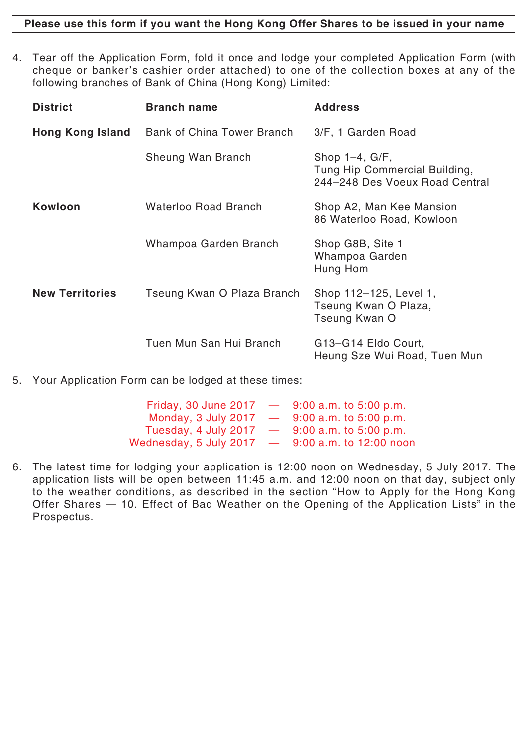**Please use this form if you want the Hong Kong Offer Shares to be issued in your name**

4. Tear off the Application Form, fold it once and lodge your completed Application Form (with cheque or banker's cashier order attached) to one of the collection boxes at any of the following branches of Bank of China (Hong Kong) Limited:

| District | Branch name | Address |
|---|---|---|
| **Hong Kong Island** | Bank of China Tower Branch | 3/F, 1 Garden Road |
| | Sheung Wan Branch | Shop 1–4, G/F, Tung Hip Commercial Building, 244–248 Des Voeux Road Central |
| **Kowloon** | Waterloo Road Branch | Shop A2, Man Kee Mansion 86 Waterloo Road, Kowloon |
| | Whampoa Garden Branch | Shop G8B, Site 1 Whampoa Garden Hung Hom |
| **New Territories** | Tseung Kwan O Plaza Branch | Shop 112–125, Level 1, Tseung Kwan O Plaza, Tseung Kwan O |
| | Tuen Mun San Hui Branch | G13–G14 Eldo Court, Heung Sze Wui Road, Tuen Mun |

5. Your Application Form can be lodged at these times:

Friday, 30 June 2017 — 9:00 a.m. to 5:00 p.m.
Monday, 3 July 2017 — 9:00 a.m. to 5:00 p.m.
Tuesday, 4 July 2017 — 9:00 a.m. to 5:00 p.m.
Wednesday, 5 July 2017 — 9:00 a.m. to 12:00 noon

6. The latest time for lodging your application is 12:00 noon on Wednesday, 5 July 2017. The application lists will be open between 11:45 a.m. and 12:00 noon on that day, subject only to the weather conditions, as described in the section "How to Apply for the Hong Kong Offer Shares — 10. Effect of Bad Weather on the Opening of the Application Lists" in the Prospectus.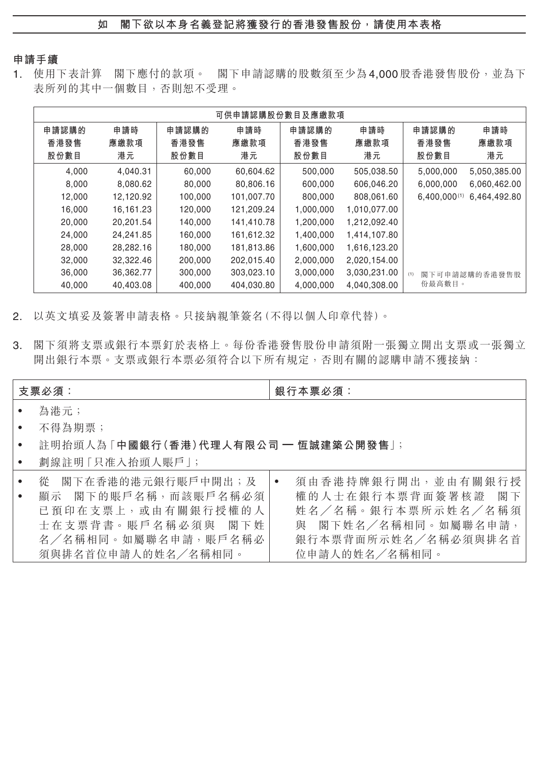## 如　閣下欲以本身名義登記將獲發行的香港發售股份，請使用本表格

**申請手續**

1. 使用下表計算　閣下應付的款項。　閣下申請認購的股數須至少為4,000股香港發售股份，並為下表所列的其中一個數目，否則恕不受理。

| 可供申請認購股份數目及應繳款項 | | | | | | | |
|---|---|---|---|---|---|---|---|
| 申請認購的香港發售股份數目 | 申請時應繳款項港元 | 申請認購的香港發售股份數目 | 申請時應繳款項港元 | 申請認購的香港發售股份數目 | 申請時應繳款項港元 | 申請認購的香港發售股份數目 | 申請時應繳款項港元 |
| 4,000 | 4,040.31 | 60,000 | 60,604.62 | 500,000 | 505,038.50 | 5,000,000 | 5,050,385.00 |
| 8,000 | 8,080.62 | 80,000 | 80,806.16 | 600,000 | 606,046.20 | 6,000,000 | 6,060,462.00 |
| 12,000 | 12,120.92 | 100,000 | 101,007.70 | 800,000 | 808,061.60 | 6,400,000[(1)] | 6,464,492.80 |
| 16,000 | 16,161.23 | 120,000 | 121,209.24 | 1,000,000 | 1,010,077.00 | | |
| 20,000 | 20,201.54 | 140,000 | 141,410.78 | 1,200,000 | 1,212,092.40 | | |
| 24,000 | 24,241.85 | 160,000 | 161,612.32 | 1,400,000 | 1,414,107.80 | | |
| 28,000 | 28,282.16 | 180,000 | 181,813.86 | 1,600,000 | 1,616,123.20 | | |
| 32,000 | 32,322.46 | 200,000 | 202,015.40 | 2,000,000 | 2,020,154.00 | | |
| 36,000 | 36,362.77 | 300,000 | 303,023.10 | 3,000,000 | 3,030,231.00 | (1) 閣下可申請認購的香港發售股份最高數目。 | |
| 40,000 | 40,403.08 | 400,000 | 404,030.80 | 4,000,000 | 4,040,308.00 | | |

2. 以英文填妥及簽署申請表格。只接納親筆簽名(不得以個人印章代替)。

3. 閣下須將支票或銀行本票釘於表格上。每份香港發售股份申請須附一張獨立開出支票或一張獨立開出銀行本票。支票或銀行本票必須符合以下所有規定，否則有關的認購申請不獲接納：

| **支票必須：** | **銀行本票必須：** |
|---|---|
| • 為港元；<br>• 不得為期票；<br>• 註明抬頭人為「**中國銀行(香港)代理人有限公司 — 恆誠建築公開發售**」；<br>• 劃線註明「只准入抬頭人賬戶」； | |
| • 從　閣下在香港的港元銀行賬戶中開出；及<br>• 顯示　閣下的賬戶名稱，而該賬戶名稱必須已預印在支票上，或由有關銀行授權的人士在支票背書。賬戶名稱必須與　閣下姓名／名稱相同。如屬聯名申請，賬戶名稱必須與排名首位申請人的姓名／名稱相同。 | • 須由香港持牌銀行開出，並由有關銀行授權的人士在銀行本票背面簽署核證　閣下姓名／名稱。銀行本票所示姓名／名稱須與　閣下姓名／名稱相同。如屬聯名申請，銀行本票背面所示姓名／名稱必須與排名首位申請人的姓名／名稱相同。 |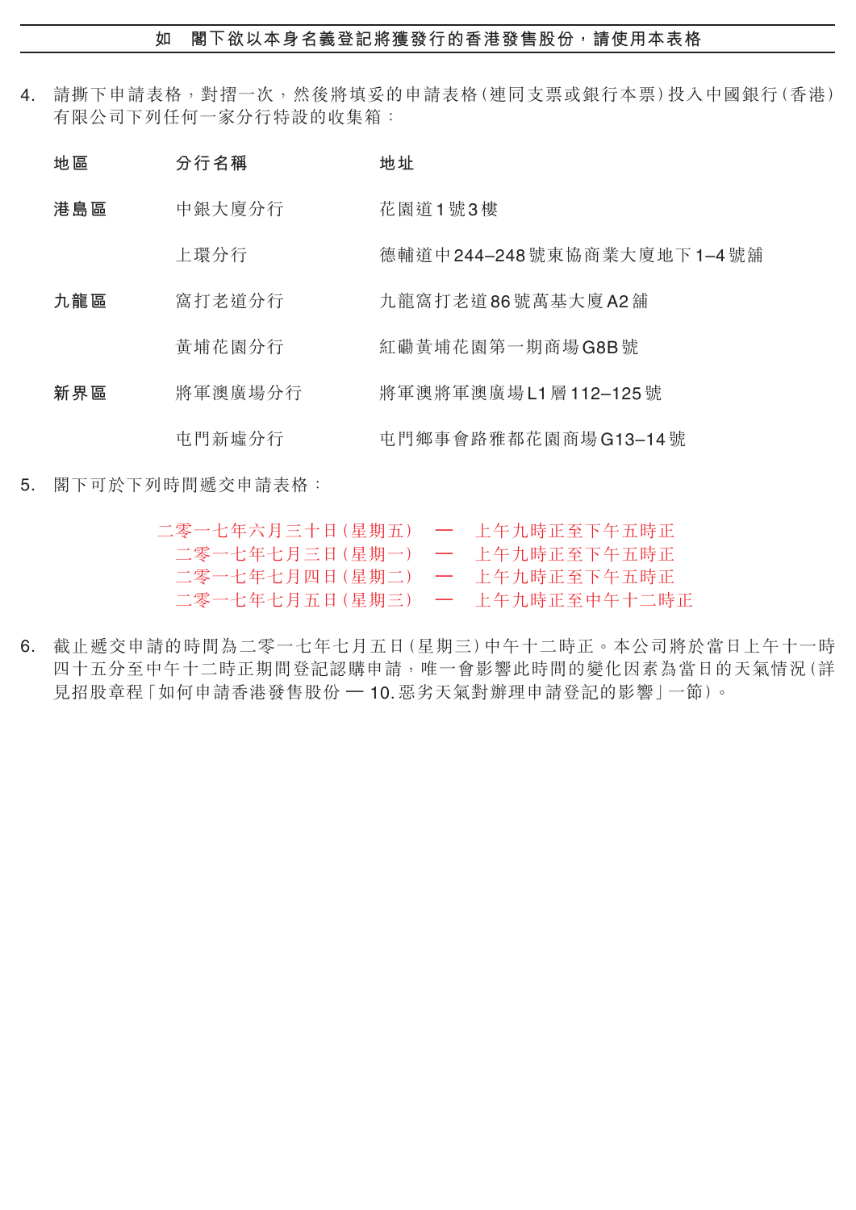**如　閣下欲以本身名義登記將獲發行的香港發售股份，請使用本表格**

4. 請撕下申請表格，對摺一次，然後將填妥的申請表格（連同支票或銀行本票）投入中國銀行（香港）有限公司下列任何一家分行特設的收集箱：

| 地區 | 分行名稱 | 地址 |
|---|---|---|
| 港島區 | 中銀大廈分行 | 花園道1號3樓 |
| | 上環分行 | 德輔道中244–248號東協商業大廈地下1–4號舖 |
| 九龍區 | 窩打老道分行 | 九龍窩打老道86號萬基大廈A2舖 |
| | 黃埔花園分行 | 紅磡黃埔花園第一期商場G8B號 |
| 新界區 | 將軍澳廣場分行 | 將軍澳將軍澳廣場L1層112–125號 |
| | 屯門新墟分行 | 屯門鄉事會路雅都花園商場G13–14號 |

5. 閣下可於下列時間遞交申請表格：

二零一七年六月三十日（星期五）　—　上午九時正至下午五時正
二零一七年七月三日（星期一）　—　上午九時正至下午五時正
二零一七年七月四日（星期二）　—　上午九時正至下午五時正
二零一七年七月五日（星期三）　—　上午九時正至中午十二時正

6. 截止遞交申請的時間為二零一七年七月五日（星期三）中午十二時正。本公司將於當日上午十一時四十五分至中午十二時正期間登記認購申請，唯一會影響此時間的變化因素為當日的天氣情況（詳見招股章程「如何申請香港發售股份 — 10.惡劣天氣對辦理申請登記的影響」一節）。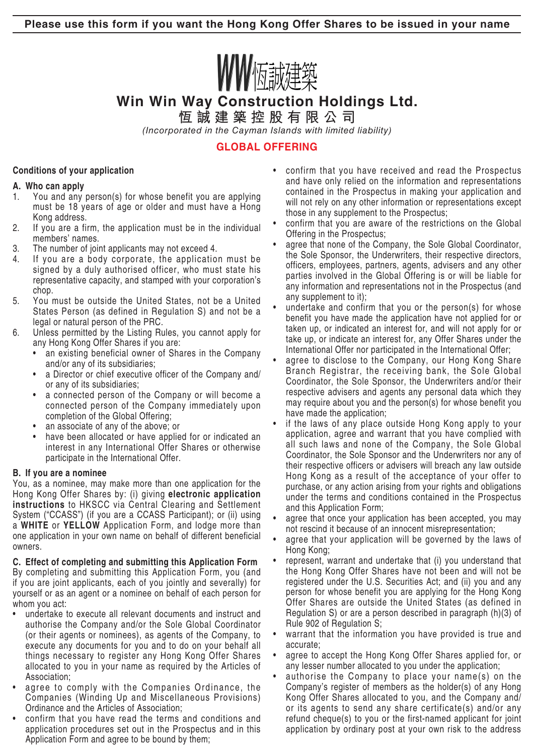**Please use this form if you want the Hong Kong Offer Shares to be issued in your name**

WW恆誠建築

# Win Win Way Construction Holdings Ltd.

## 恆誠建築控股有限公司

*(Incorporated in the Cayman Islands with limited liability)*

## GLOBAL OFFERING

### Conditions of your application

#### A. Who can apply

1. You and any person(s) for whose benefit you are applying must be 18 years of age or older and must have a Hong Kong address.
2. If you are a firm, the application must be in the individual members' names.
3. The number of joint applicants may not exceed 4.
4. If you are a body corporate, the application must be signed by a duly authorised officer, who must state his representative capacity, and stamped with your corporation's chop.
5. You must be outside the United States, not be a United States Person (as defined in Regulation S) and not be a legal or natural person of the PRC.
6. Unless permitted by the Listing Rules, you cannot apply for any Hong Kong Offer Shares if you are:
   - an existing beneficial owner of Shares in the Company and/or any of its subsidiaries;
   - a Director or chief executive officer of the Company and/or any of its subsidiaries;
   - a connected person of the Company or will become a connected person of the Company immediately upon completion of the Global Offering;
   - an associate of any of the above; or
   - have been allocated or have applied for or indicated an interest in any International Offer Shares or otherwise participate in the International Offer.

#### B. If you are a nominee

You, as a nominee, may make more than one application for the Hong Kong Offer Shares by: (i) giving **electronic application instructions** to HKSCC via Central Clearing and Settlement System ("CCASS") (if you are a CCASS Participant); or (ii) using a **WHITE** or **YELLOW** Application Form, and lodge more than one application in your own name on behalf of different beneficial owners.

#### C. Effect of completing and submitting this Application Form

By completing and submitting this Application Form, you (and if you are joint applicants, each of you jointly and severally) for yourself or as an agent or a nominee on behalf of each person for whom you act:

- undertake to execute all relevant documents and instruct and authorise the Company and/or the Sole Global Coordinator (or their agents or nominees), as agents of the Company, to execute any documents for you and to do on your behalf all things necessary to register any Hong Kong Offer Shares allocated to you in your name as required by the Articles of Association;
- agree to comply with the Companies Ordinance, the Companies (Winding Up and Miscellaneous Provisions) Ordinance and the Articles of Association;
- confirm that you have read the terms and conditions and application procedures set out in the Prospectus and in this Application Form and agree to be bound by them;
- confirm that you have received and read the Prospectus and have only relied on the information and representations contained in the Prospectus in making your application and will not rely on any other information or representations except those in any supplement to the Prospectus;
- confirm that you are aware of the restrictions on the Global Offering in the Prospectus;
- agree that none of the Company, the Sole Global Coordinator, the Sole Sponsor, the Underwriters, their respective directors, officers, employees, partners, agents, advisers and any other parties involved in the Global Offering is or will be liable for any information and representations not in the Prospectus (and any supplement to it);
- undertake and confirm that you or the person(s) for whose benefit you have made the application have not applied for or taken up, or indicated an interest for, and will not apply for or take up, or indicate an interest for, any Offer Shares under the International Offer nor participated in the International Offer;
- agree to disclose to the Company, our Hong Kong Share Branch Registrar, the receiving bank, the Sole Global Coordinator, the Sole Sponsor, the Underwriters and/or their respective advisers and agents any personal data which they may require about you and the person(s) for whose benefit you have made the application;
- if the laws of any place outside Hong Kong apply to your application, agree and warrant that you have complied with all such laws and none of the Company, the Sole Global Coordinator, the Sole Sponsor and the Underwriters nor any of their respective officers or advisers will breach any law outside Hong Kong as a result of the acceptance of your offer to purchase, or any action arising from your rights and obligations under the terms and conditions contained in the Prospectus and this Application Form;
- agree that once your application has been accepted, you may not rescind it because of an innocent misrepresentation;
- agree that your application will be governed by the laws of Hong Kong;
- represent, warrant and undertake that (i) you understand that the Hong Kong Offer Shares have not been and will not be registered under the U.S. Securities Act; and (ii) you and any person for whose benefit you are applying for the Hong Kong Offer Shares are outside the United States (as defined in Regulation S) or are a person described in paragraph (h)(3) of Rule 902 of Regulation S;
- warrant that the information you have provided is true and accurate;
- agree to accept the Hong Kong Offer Shares applied for, or any lesser number allocated to you under the application;
- authorise the Company to place your name(s) on the Company's register of members as the holder(s) of any Hong Kong Offer Shares allocated to you, and the Company and/or its agents to send any share certificate(s) and/or any refund cheque(s) to you or the first-named applicant for joint application by ordinary post at your own risk to the address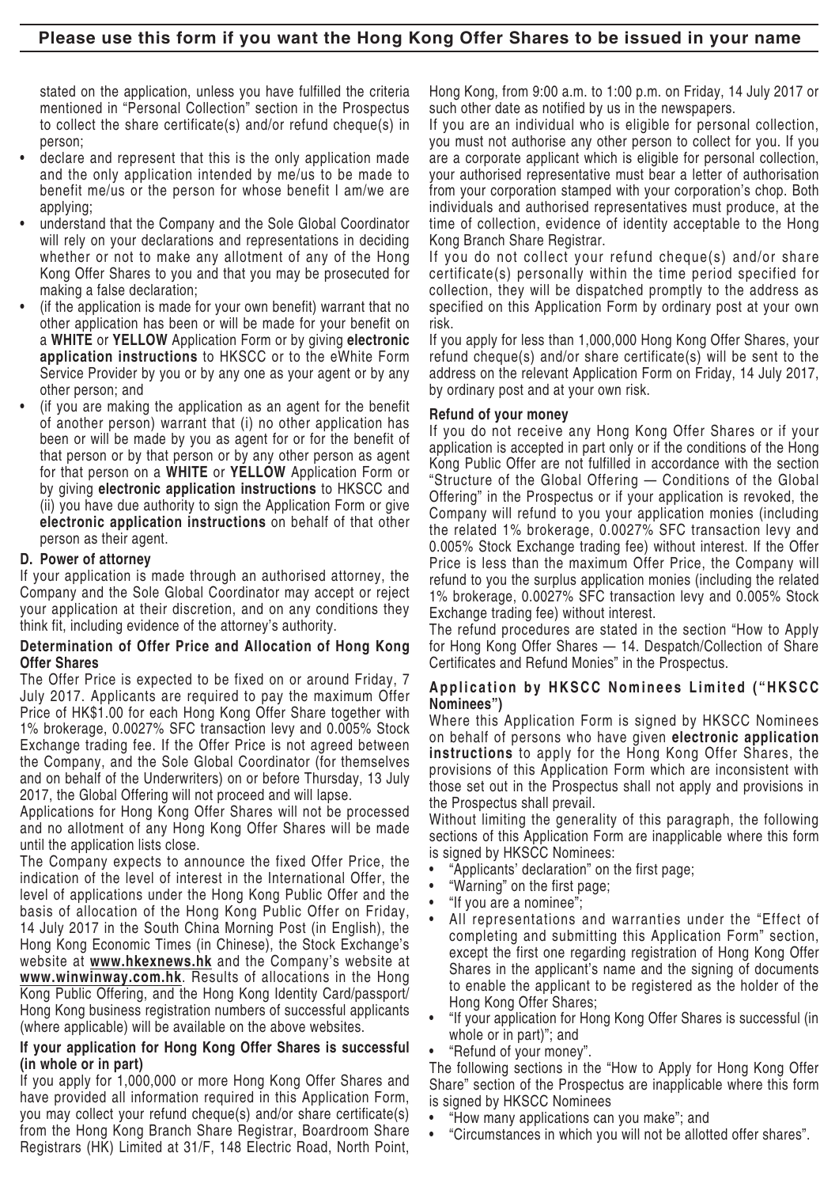## Please use this form if you want the Hong Kong Offer Shares to be issued in your name

stated on the application, unless you have fulfilled the criteria mentioned in "Personal Collection" section in the Prospectus to collect the share certificate(s) and/or refund cheque(s) in person;

- declare and represent that this is the only application made and the only application intended by me/us to be made to benefit me/us or the person for whose benefit I am/we are applying;
- understand that the Company and the Sole Global Coordinator will rely on your declarations and representations in deciding whether or not to make any allotment of any of the Hong Kong Offer Shares to you and that you may be prosecuted for making a false declaration;
- (if the application is made for your own benefit) warrant that no other application has been or will be made for your benefit on a **WHITE** or **YELLOW** Application Form or by giving **electronic application instructions** to HKSCC or to the eWhite Form Service Provider by you or by any one as your agent or by any other person; and
- (if you are making the application as an agent for the benefit of another person) warrant that (i) no other application has been or will be made by you as agent for or for the benefit of that person or by that person or by any other person as agent for that person on a **WHITE** or **YELLOW** Application Form or by giving **electronic application instructions** to HKSCC and (ii) you have due authority to sign the Application Form or give **electronic application instructions** on behalf of that other person as their agent.

**D. Power of attorney**

If your application is made through an authorised attorney, the Company and the Sole Global Coordinator may accept or reject your application at their discretion, and on any conditions they think fit, including evidence of the attorney's authority.

**Determination of Offer Price and Allocation of Hong Kong Offer Shares**

The Offer Price is expected to be fixed on or around Friday, 7 July 2017. Applicants are required to pay the maximum Offer Price of HK$1.00 for each Hong Kong Offer Share together with 1% brokerage, 0.0027% SFC transaction levy and 0.005% Stock Exchange trading fee. If the Offer Price is not agreed between the Company, and the Sole Global Coordinator (for themselves and on behalf of the Underwriters) on or before Thursday, 13 July 2017, the Global Offering will not proceed and will lapse.

Applications for Hong Kong Offer Shares will not be processed and no allotment of any Hong Kong Offer Shares will be made until the application lists close.

The Company expects to announce the fixed Offer Price, the indication of the level of interest in the International Offer, the level of applications under the Hong Kong Public Offer and the basis of allocation of the Hong Kong Public Offer on Friday, 14 July 2017 in the South China Morning Post (in English), the Hong Kong Economic Times (in Chinese), the Stock Exchange's website at **www.hkexnews.hk** and the Company's website at **www.winwinway.com.hk**. Results of allocations in the Hong Kong Public Offering, and the Hong Kong Identity Card/passport/ Hong Kong business registration numbers of successful applicants (where applicable) will be available on the above websites.

**If your application for Hong Kong Offer Shares is successful (in whole or in part)**

If you apply for 1,000,000 or more Hong Kong Offer Shares and have provided all information required in this Application Form, you may collect your refund cheque(s) and/or share certificate(s) from the Hong Kong Branch Share Registrar, Boardroom Share Registrars (HK) Limited at 31/F, 148 Electric Road, North Point, Hong Kong, from 9:00 a.m. to 1:00 p.m. on Friday, 14 July 2017 or such other date as notified by us in the newspapers.

If you are an individual who is eligible for personal collection, you must not authorise any other person to collect for you. If you are a corporate applicant which is eligible for personal collection, your authorised representative must bear a letter of authorisation from your corporation stamped with your corporation's chop. Both individuals and authorised representatives must produce, at the time of collection, evidence of identity acceptable to the Hong Kong Branch Share Registrar.

If you do not collect your refund cheque(s) and/or share certificate(s) personally within the time period specified for collection, they will be dispatched promptly to the address as specified on this Application Form by ordinary post at your own risk.

If you apply for less than 1,000,000 Hong Kong Offer Shares, your refund cheque(s) and/or share certificate(s) will be sent to the address on the relevant Application Form on Friday, 14 July 2017, by ordinary post and at your own risk.

**Refund of your money**

If you do not receive any Hong Kong Offer Shares or if your application is accepted in part only or if the conditions of the Hong Kong Public Offer are not fulfilled in accordance with the section "Structure of the Global Offering — Conditions of the Global Offering" in the Prospectus or if your application is revoked, the Company will refund to you your application monies (including the related 1% brokerage, 0.0027% SFC transaction levy and 0.005% Stock Exchange trading fee) without interest. If the Offer Price is less than the maximum Offer Price, the Company will refund to you the surplus application monies (including the related 1% brokerage, 0.0027% SFC transaction levy and 0.005% Stock Exchange trading fee) without interest.

The refund procedures are stated in the section "How to Apply for Hong Kong Offer Shares — 14. Despatch/Collection of Share Certificates and Refund Monies" in the Prospectus.

**Application by HKSCC Nominees Limited ("HKSCC Nominees")**

Where this Application Form is signed by HKSCC Nominees on behalf of persons who have given **electronic application instructions** to apply for the Hong Kong Offer Shares, the provisions of this Application Form which are inconsistent with those set out in the Prospectus shall not apply and provisions in the Prospectus shall prevail.

Without limiting the generality of this paragraph, the following sections of this Application Form are inapplicable where this form is signed by HKSCC Nominees:

- "Applicants' declaration" on the first page;
- "Warning" on the first page;
- "If you are a nominee";
- All representations and warranties under the "Effect of completing and submitting this Application Form" section, except the first one regarding registration of Hong Kong Offer Shares in the applicant's name and the signing of documents to enable the applicant to be registered as the holder of the Hong Kong Offer Shares;
- "If your application for Hong Kong Offer Shares is successful (in whole or in part)"; and
- "Refund of your money".

The following sections in the "How to Apply for Hong Kong Offer Share" section of the Prospectus are inapplicable where this form is signed by HKSCC Nominees

- "How many applications can you make"; and
- "Circumstances in which you will not be allotted offer shares".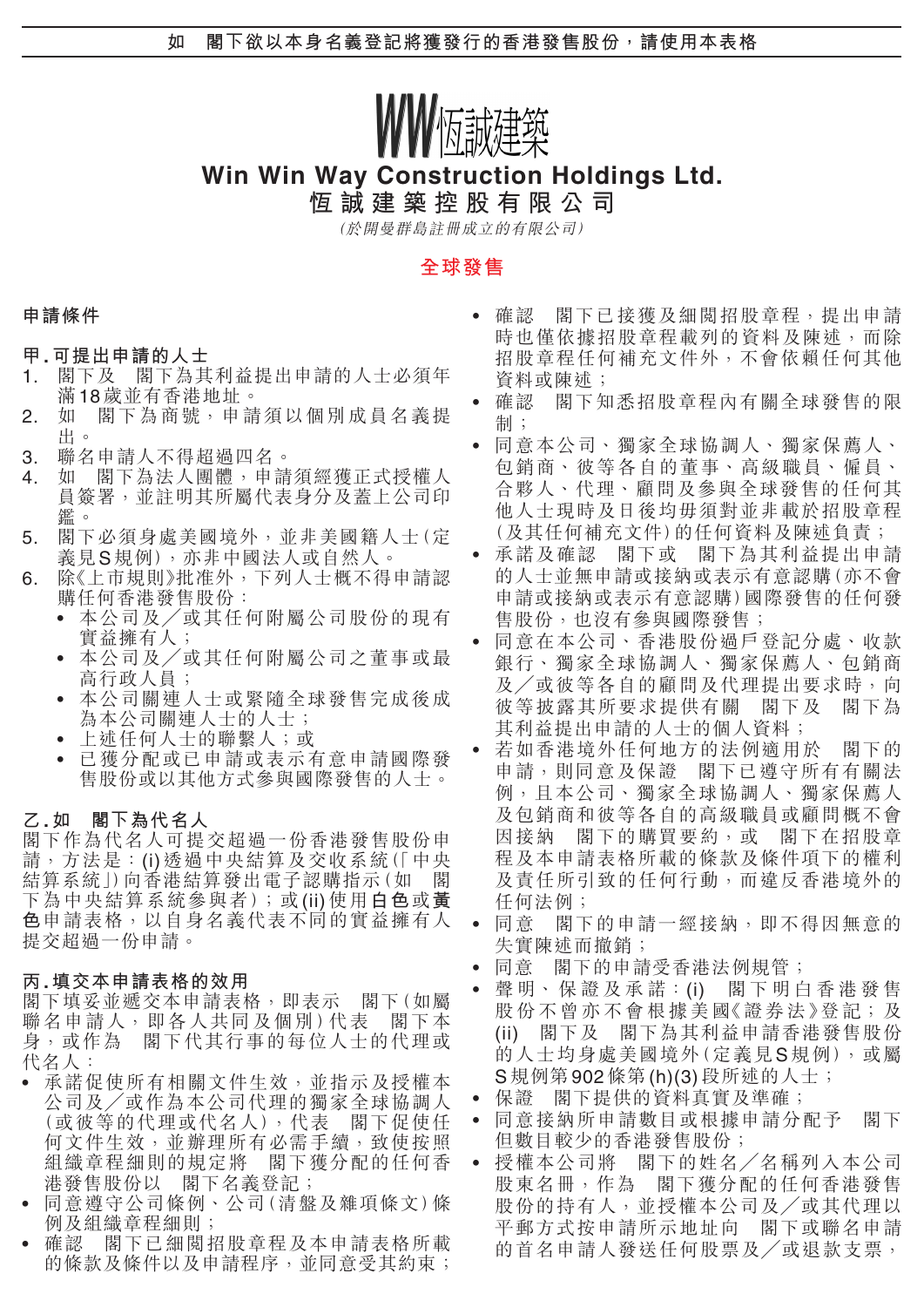如　閣下欲以本身名義登記將獲發行的香港發售股份，請使用本表格

# Win Win Way Construction Holdings Ltd.
# 恒誠建築控股有限公司

*（於開曼群島註冊成立的有限公司）*

## 全球發售

### 申請條件

**甲.可提出申請的人士**

1. 閣下及　閣下為其利益提出申請的人士必須年滿18歲並有香港地址。
2. 如　閣下為商號，申請須以個別成員名義提出。
3. 聯名申請人不得超過四名。
4. 如　閣下為法人團體，申請須經獲正式授權人員簽署，並註明其所屬代表身分及蓋上公司印鑑。
5. 閣下必須身處美國境外，並非美國籍人士（定義見S規例），亦非中國法人或自然人。
6. 除《上市規則》批准外，下列人士概不得申請認購任何香港發售股份：
   - 本公司及╱或其任何附屬公司股份的現有實益擁有人；
   - 本公司及╱或其任何附屬公司之董事或最高行政人員；
   - 本公司關連人士或緊隨全球發售完成後成為本公司關連人士的人士；
   - 上述任何人士的聯繫人；或
   - 已獲分配或已申請或表示有意申請國際發售股份或以其他方式參與國際發售的人士。

**乙.如　閣下為代名人**

閣下作為代名人可提交超過一份香港發售股份申請，方法是：(i)透過中央結算及交收系統（「中央結算系統」）向香港結算發出電子認購指示（如　閣下為中央結算系統參與者）；或(ii)使用**白色**或**黃色**申請表格，以自身名義代表不同的實益擁有人提交超過一份申請。

**丙.填交本申請表格的效用**

閣下填妥並遞交本申請表格，即表示　閣下（如屬聯名申請人，即各人共同及個別）代表　閣下本身，或作為　閣下代其行事的每位人士的代理或代名人：

- 承諾促使所有相關文件生效，並指示及授權本公司及╱或作為本公司代理的獨家全球協調人（或彼等的代理或代名人），代表　閣下促使任何文件生效，並辦理所有必需手續，致使按照組織章程細則的規定將　閣下獲分配的任何香港發售股份以　閣下名義登記；
- 同意遵守公司條例、公司（清盤及雜項條文）條例及組織章程細則；
- 確認　閣下已細閱招股章程及本申請表格所載的條款及條件以及申請程序，並同意受其約束；
- 確認　閣下已接獲及細閱招股章程，提出申請時也僅依據招股章程載列的資料及陳述，而除招股章程任何補充文件外，不會依賴任何其他資料或陳述；
- 確認　閣下知悉招股章程內有關全球發售的限制；
- 同意本公司、獨家全球協調人、獨家保薦人、包銷商、彼等各自的董事、高級職員、僱員、合夥人、代理、顧問及參與全球發售的任何其他人士現時及日後均毋須對並非載於招股章程（及其任何補充文件）的任何資料及陳述負責；
- 承諾及確認　閣下或　閣下為其利益提出申請的人士並無申請或接納或表示有意認購（亦不會申請或接納或表示有意認購）國際發售的任何發售股份，也沒有參與國際發售；
- 同意在本公司、香港股份過戶登記分處、收款銀行、獨家全球協調人、獨家保薦人、包銷商及╱或彼等各自的顧問及代理提出要求時，向彼等披露其所要求提供有關　閣下及　閣下為其利益提出申請的人士的個人資料；
- 若如香港境外任何地方的法例適用於　閣下的申請，則同意及保證　閣下已遵守所有有關法例，且本公司、獨家全球協調人、獨家保薦人及包銷商和彼等各自的高級職員或顧問概不會因接納　閣下的購買要約，或　閣下在招股章程及本申請表格所載的條款及條件項下的權利及責任所引致的任何行動，而違反香港境外的任何法例；
- 同意　閣下的申請一經接納，即不得因無意的失實陳述而撤銷；
- 同意　閣下的申請受香港法例規管；
- 聲明、保證及承諾：(i)　閣下明白香港發售股份不曾亦不會根據美國《證券法》登記；及(ii)　閣下及　閣下為其利益申請香港發售股份的人士均身處美國境外（定義見S規例），或屬S規例第902條第(h)(3)段所述的人士；
- 保證　閣下提供的資料真實及準確；
- 同意接納所申請數目或根據申請分配予　閣下但數目較少的香港發售股份；
- 授權本公司將　閣下的姓名╱名稱列入本公司股東名冊，作為　閣下獲分配的任何香港發售股份的持有人，並授權本公司及╱或其代理以平郵方式按申請所示地址向　閣下或聯名申請的首名申請人發送任何股票及╱或退款支票，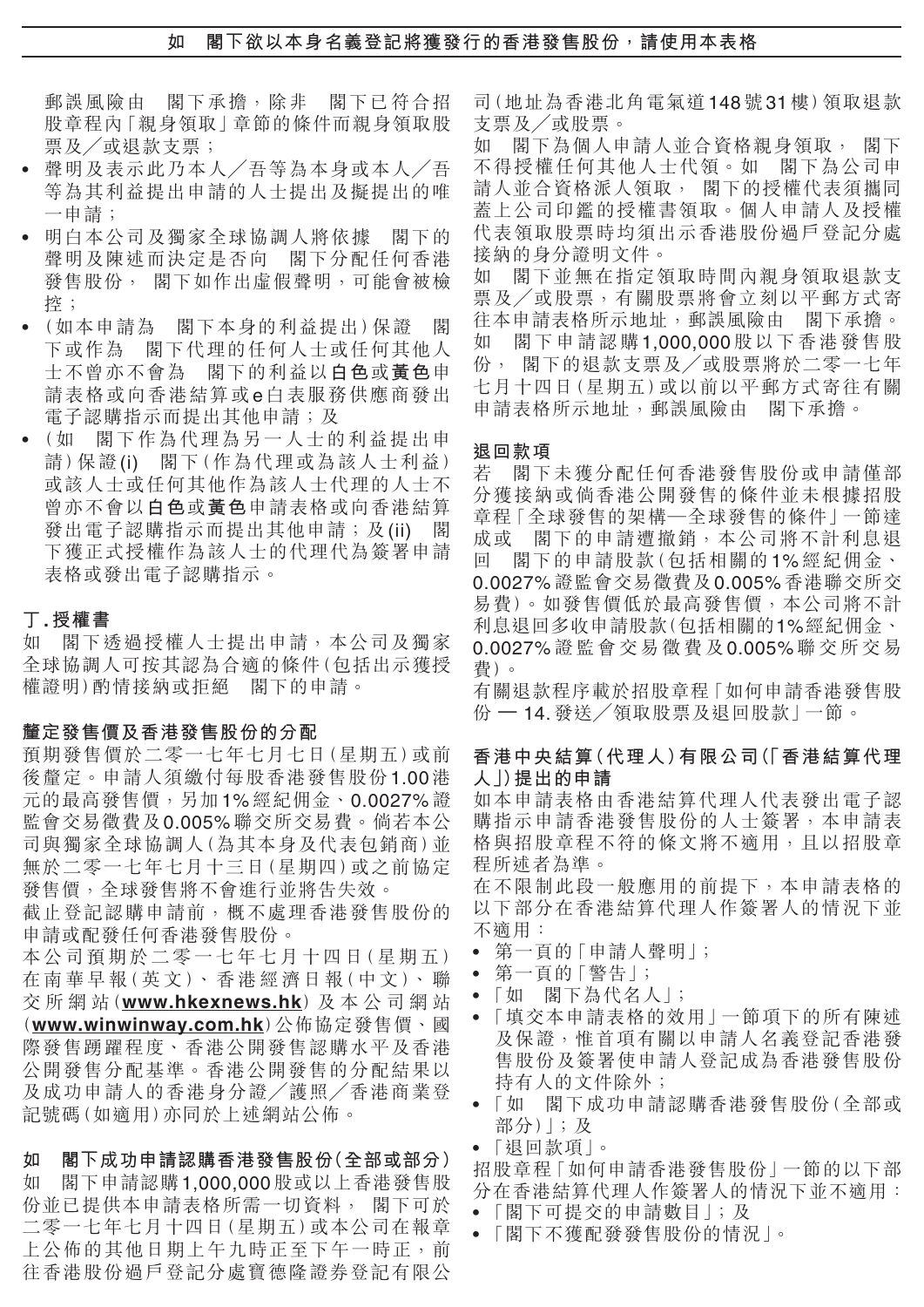郵誤風險由　閣下承擔，除非　閣下已符合招股章程內「親身領取」章節的條件而親身領取股票及╱或退款支票；

- 聲明及表示此乃本人╱吾等為本身或本人╱吾等為其利益提出申請的人士提出及擬提出的唯一申請；
- 明白本公司及獨家全球協調人將依據　閣下的聲明及陳述而決定是否向　閣下分配任何香港發售股份，　閣下如作出虛假聲明，可能會被檢控；
- （如本申請為　閣下本身的利益提出）保證　閣下或作為　閣下代理的任何人士或任何其他人士不曾亦不會為　閣下的利益以**白色**或**黃色**申請表格或向香港結算或e白表服務供應商發出電子認購指示而提出其他申請；及
- （如　閣下作為代理為另一人士的利益提出申請）保證(i)　閣下（作為代理或為該人士利益）或該人士或任何其他作為該人士代理的人士不曾亦不會以**白色**或**黃色**申請表格或向香港結算發出電子認購指示而提出其他申請；及(ii)　閣下獲正式授權作為該人士的代理代為簽署申請表格或發出電子認購指示。

### 丁.授權書

如　閣下透過授權人士提出申請，本公司及獨家全球協調人可按其認為合適的條件（包括出示獲授權證明）酌情接納或拒絕　閣下的申請。

### 釐定發售價及香港發售股份的分配

預期發售價於二零一七年七月七日（星期五）或前後釐定。申請人須繳付每股香港發售股份1.00港元的最高發售價，另加1%經紀佣金、0.0027%證監會交易徵費及0.005%聯交所交易費。倘若本公司與獨家全球協調人（為其本身及代表包銷商）並無於二零一七年七月十三日（星期四）或之前協定發售價，全球發售將不會進行並將告失效。

截止登記認購申請前，概不處理香港發售股份的申請或配發任何香港發售股份。

本公司預期於二零一七年七月十四日（星期五）在南華早報（英文）、香港經濟日報（中文）、聯交所網站（**www.hkexnews.hk**）及本公司網站（**www.winwinway.com.hk**）公佈協定發售價、國際發售踴躍程度、香港公開發售認購水平及香港公開發售分配基準。香港公開發售的分配結果以及成功申請人的香港身分證╱護照╱香港商業登記號碼（如適用）亦同於上述網站公佈。

### 如　閣下成功申請認購香港發售股份（全部或部分）

如　閣下申請認購1,000,000股或以上香港發售股份並已提供本申請表格所需一切資料，　閣下可於二零一七年七月十四日（星期五）或本公司在報章上公佈的其他日期上午九時正至下午一時正，前往香港股份過戶登記分處寶德隆證券登記有限公司（地址為香港北角電氣道148號31樓）領取退款支票及╱或股票。

如　閣下為個人申請人並合資格親身領取，　閣下不得授權任何其他人士代領。如　閣下為公司申請人並合資格派人領取，　閣下的授權代表須攜同蓋上公司印鑑的授權書領取。個人申請人及授權代表領取股票時均須出示香港股份過戶登記分處接納的身分證明文件。

如　閣下並無在指定領取時間內親身領取退款支票及╱或股票，有關股票將會立刻以平郵方式寄往本申請表格所示地址，郵誤風險由　閣下承擔。

如　閣下申請認購1,000,000股以下香港發售股份，　閣下的退款支票及╱或股票將於二零一七年七月十四日（星期五）或以前以平郵方式寄往有關申請表格所示地址，郵誤風險由　閣下承擔。

### 退回款項

若　閣下未獲分配任何香港發售股份或申請僅部分獲接納或倘香港公開發售的條件並未根據招股章程「全球發售的架構—全球發售的條件」一節達成或　閣下的申請遭撤銷，本公司將不計利息退回　閣下的申請股款（包括相關的1%經紀佣金、0.0027%證監會交易徵費及0.005%香港聯交所交易費）。如發售價低於最高發售價，本公司將不計利息退回多收申請股款（包括相關的1%經紀佣金、0.0027%證監會交易徵費及0.005%聯交所交易費）。

有關退款程序載於招股章程「如何申請香港發售股份 — 14.發送╱領取股票及退回股款」一節。

### 香港中央結算（代理人）有限公司（「香港結算代理人」）提出的申請

如本申請表格由香港結算代理人代表發出電子認購指示申請香港發售股份的人士簽署，本申請表格與招股章程不符的條文將不適用，且以招股章程所述者為準。

在不限制此段一般應用的前提下，本申請表格的以下部分在香港結算代理人作簽署人的情況下並不適用：

- 第一頁的「申請人聲明」；
- 第一頁的「警告」；
- 「如　閣下為代名人」；
- 「填交本申請表格的效用」一節項下的所有陳述及保證，惟首項有關以申請人名義登記香港發售股份及簽署使申請人登記成為香港發售股份持有人的文件除外；
- 「如　閣下成功申請認購香港發售股份（全部或部分）」；及
- 「退回款項」。

招股章程「如何申請香港發售股份」一節的以下部分在香港結算代理人作簽署人的情況下並不適用：

- 「閣下可提交的申請數目」；及
- 「閣下不獲配發發售股份的情況」。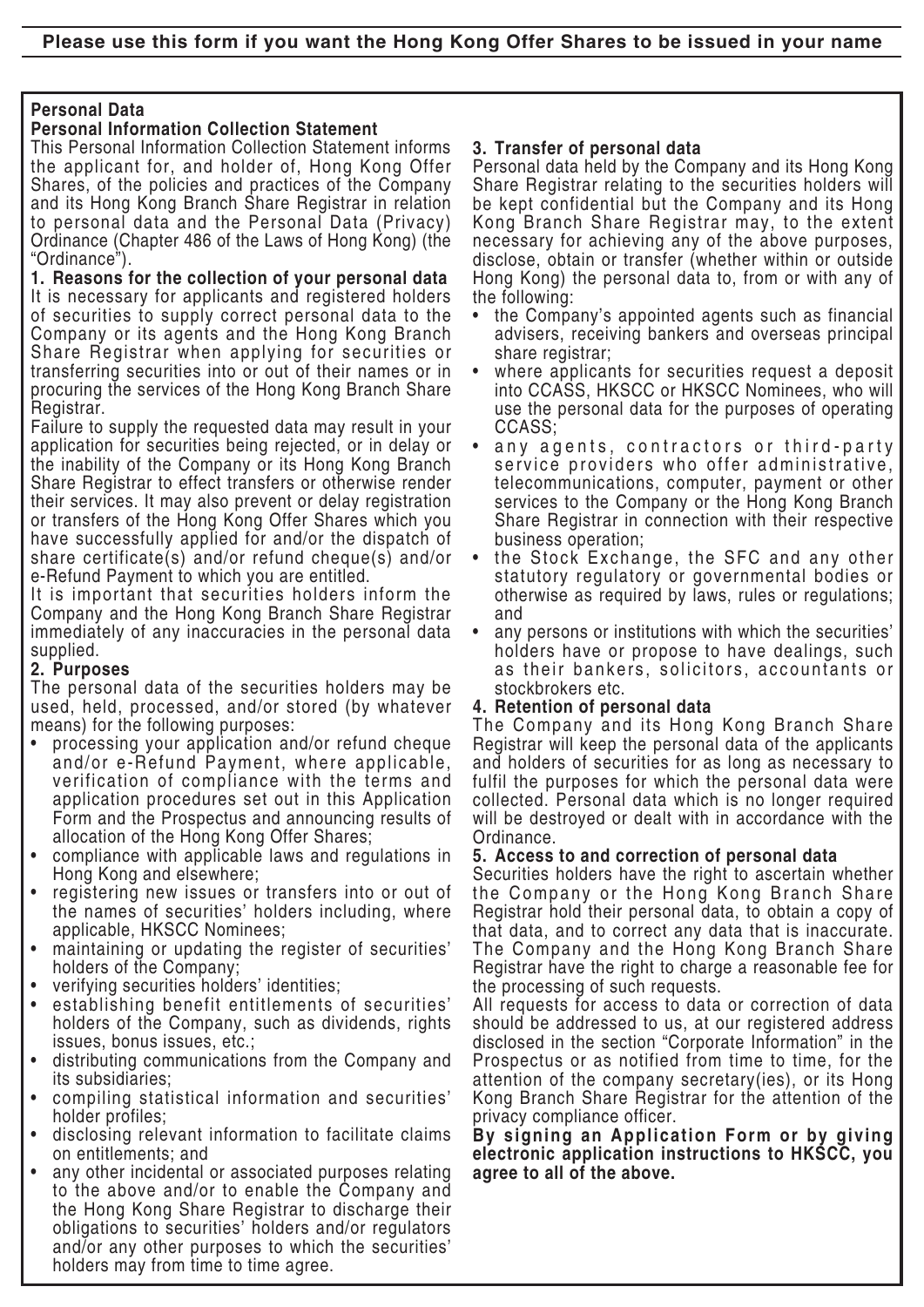**Please use this form if you want the Hong Kong Offer Shares to be issued in your name**

**Personal Data**

**Personal Information Collection Statement**

This Personal Information Collection Statement informs the applicant for, and holder of, Hong Kong Offer Shares, of the policies and practices of the Company and its Hong Kong Branch Share Registrar in relation to personal data and the Personal Data (Privacy) Ordinance (Chapter 486 of the Laws of Hong Kong) (the "Ordinance").

**1. Reasons for the collection of your personal data**

It is necessary for applicants and registered holders of securities to supply correct personal data to the Company or its agents and the Hong Kong Branch Share Registrar when applying for securities or transferring securities into or out of their names or in procuring the services of the Hong Kong Branch Share Registrar.

Failure to supply the requested data may result in your application for securities being rejected, or in delay or the inability of the Company or its Hong Kong Branch Share Registrar to effect transfers or otherwise render their services. It may also prevent or delay registration or transfers of the Hong Kong Offer Shares which you have successfully applied for and/or the dispatch of share certificate(s) and/or refund cheque(s) and/or e-Refund Payment to which you are entitled.

It is important that securities holders inform the Company and the Hong Kong Branch Share Registrar immediately of any inaccuracies in the personal data supplied.

**2. Purposes**

The personal data of the securities holders may be used, held, processed, and/or stored (by whatever means) for the following purposes:

- processing your application and/or refund cheque and/or e-Refund Payment, where applicable, verification of compliance with the terms and application procedures set out in this Application Form and the Prospectus and announcing results of allocation of the Hong Kong Offer Shares;
- compliance with applicable laws and regulations in Hong Kong and elsewhere;
- registering new issues or transfers into or out of the names of securities' holders including, where applicable, HKSCC Nominees;
- maintaining or updating the register of securities' holders of the Company;
- verifying securities holders' identities;
- establishing benefit entitlements of securities' holders of the Company, such as dividends, rights issues, bonus issues, etc.;
- distributing communications from the Company and its subsidiaries;
- compiling statistical information and securities' holder profiles;
- disclosing relevant information to facilitate claims on entitlements; and
- any other incidental or associated purposes relating to the above and/or to enable the Company and the Hong Kong Share Registrar to discharge their obligations to securities' holders and/or regulators and/or any other purposes to which the securities' holders may from time to time agree.

**3. Transfer of personal data**

Personal data held by the Company and its Hong Kong Share Registrar relating to the securities holders will be kept confidential but the Company and its Hong Kong Branch Share Registrar may, to the extent necessary for achieving any of the above purposes, disclose, obtain or transfer (whether within or outside Hong Kong) the personal data to, from or with any of the following:

- the Company's appointed agents such as financial advisers, receiving bankers and overseas principal share registrar;
- where applicants for securities request a deposit into CCASS, HKSCC or HKSCC Nominees, who will use the personal data for the purposes of operating CCASS;
- any agents, contractors or third-party service providers who offer administrative, telecommunications, computer, payment or other services to the Company or the Hong Kong Branch Share Registrar in connection with their respective business operation;
- the Stock Exchange, the SFC and any other statutory regulatory or governmental bodies or otherwise as required by laws, rules or regulations; and
- any persons or institutions with which the securities' holders have or propose to have dealings, such as their bankers, solicitors, accountants or stockbrokers etc.

**4. Retention of personal data**

The Company and its Hong Kong Branch Share Registrar will keep the personal data of the applicants and holders of securities for as long as necessary to fulfil the purposes for which the personal data were collected. Personal data which is no longer required will be destroyed or dealt with in accordance with the Ordinance.

**5. Access to and correction of personal data**

Securities holders have the right to ascertain whether the Company or the Hong Kong Branch Share Registrar hold their personal data, to obtain a copy of that data, and to correct any data that is inaccurate. The Company and the Hong Kong Branch Share Registrar have the right to charge a reasonable fee for the processing of such requests.

All requests for access to data or correction of data should be addressed to us, at our registered address disclosed in the section "Corporate Information" in the Prospectus or as notified from time to time, for the attention of the company secretary(ies), or its Hong Kong Branch Share Registrar for the attention of the privacy compliance officer.

**By signing an Application Form or by giving electronic application instructions to HKSCC, you agree to all of the above.**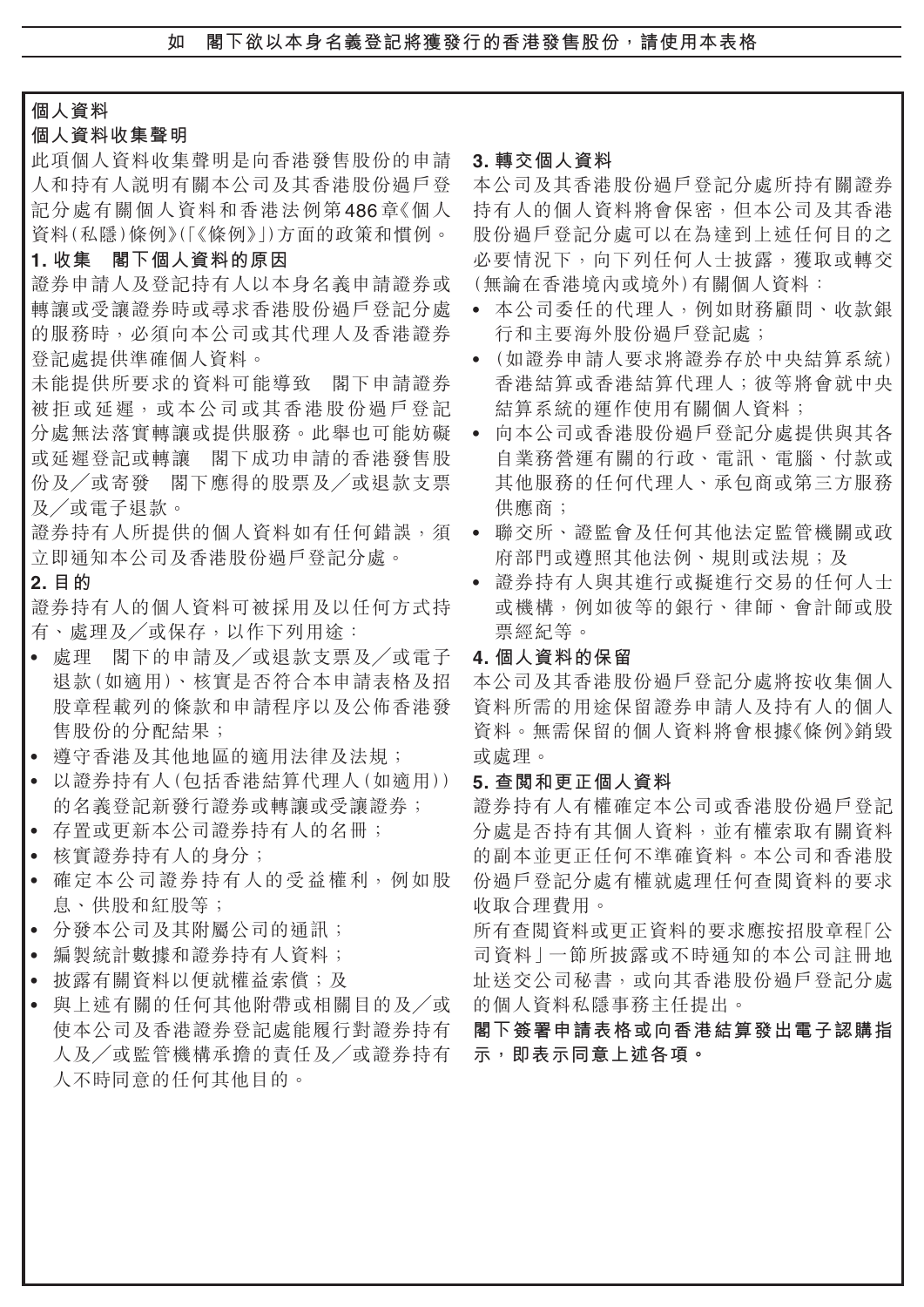如　閣下欲以本身名義登記將獲發行的香港發售股份，請使用本表格

## 個人資料

### 個人資料收集聲明

此項個人資料收集聲明是向香港發售股份的申請人和持有人說明有關本公司及其香港股份過戶登記分處有關個人資料和香港法例第486章《個人資料(私隱)條例》(「《條例》」)方面的政策和慣例。

### 1. 收集　閣下個人資料的原因

證券申請人及登記持有人以本身名義申請證券或轉讓或受讓證券時或尋求香港股份過戶登記分處的服務時，必須向本公司或其代理人及香港證券登記處提供準確個人資料。

未能提供所要求的資料可能導致　閣下申請證券被拒或延遲，或本公司或其香港股份過戶登記分處無法落實轉讓或提供服務。此舉也可能妨礙或延遲登記或轉讓　閣下成功申請的香港發售股份及／或寄發　閣下應得的股票及／或退款支票及／或電子退款。

證券持有人所提供的個人資料如有任何錯誤，須立即通知本公司及香港股份過戶登記分處。

### 2. 目的

證券持有人的個人資料可被採用及以任何方式持有、處理及／或保存，以作下列用途：

- 處理　閣下的申請及／或退款支票及／或電子退款(如適用)、核實是否符合本申請表格及招股章程載列的條款和申請程序以及公佈香港發售股份的分配結果；
- 遵守香港及其他地區的適用法律及法規；
- 以證券持有人(包括香港結算代理人(如適用))的名義登記新發行證券或轉讓或受讓證券；
- 存置或更新本公司證券持有人的名冊；
- 核實證券持有人的身分；
- 確定本公司證券持有人的受益權利，例如股息、供股和紅股等；
- 分發本公司及其附屬公司的通訊；
- 編製統計數據和證券持有人資料；
- 披露有關資料以便就權益索償；及
- 與上述有關的任何其他附帶或相關目的及／或使本公司及香港證券登記處能履行對證券持有人及／或監管機構承擔的責任及／或證券持有人不時同意的任何其他目的。

### 3. 轉交個人資料

本公司及其香港股份過戶登記分處所持有關證券持有人的個人資料將會保密，但本公司及其香港股份過戶登記分處可以在為達到上述任何目的之必要情況下，向下列任何人士披露，獲取或轉交(無論在香港境內或境外)有關個人資料：

- 本公司委任的代理人，例如財務顧問、收款銀行和主要海外股份過戶登記處；
- (如證券申請人要求將證券存於中央結算系統)香港結算或香港結算代理人；彼等將會就中央結算系統的運作使用有關個人資料；
- 向本公司或香港股份過戶登記分處提供與其各自業務營運有關的行政、電訊、電腦、付款或其他服務的任何代理人、承包商或第三方服務供應商；
- 聯交所、證監會及任何其他法定監管機關或政府部門或遵照其他法例、規則或法規；及
- 證券持有人與其進行或擬進行交易的任何人士或機構，例如彼等的銀行、律師、會計師或股票經紀等。

### 4. 個人資料的保留

本公司及其香港股份過戶登記分處將按收集個人資料所需的用途保留證券申請人及持有人的個人資料。無需保留的個人資料將會根據《條例》銷毀或處理。

### 5. 查閱和更正個人資料

證券持有人有權確定本公司或香港股份過戶登記分處是否持有其個人資料，並有權索取有關資料的副本並更正任何不準確資料。本公司和香港股份過戶登記分處有權就處理任何查閱資料的要求收取合理費用。

所有查閱資料或更正資料的要求應按招股章程「公司資料」一節所披露或不時通知的本公司註冊地址送交公司秘書，或向其香港股份過戶登記分處的個人資料私隱事務主任提出。

**閣下簽署申請表格或向香港結算發出電子認購指示，即表示同意上述各項。**